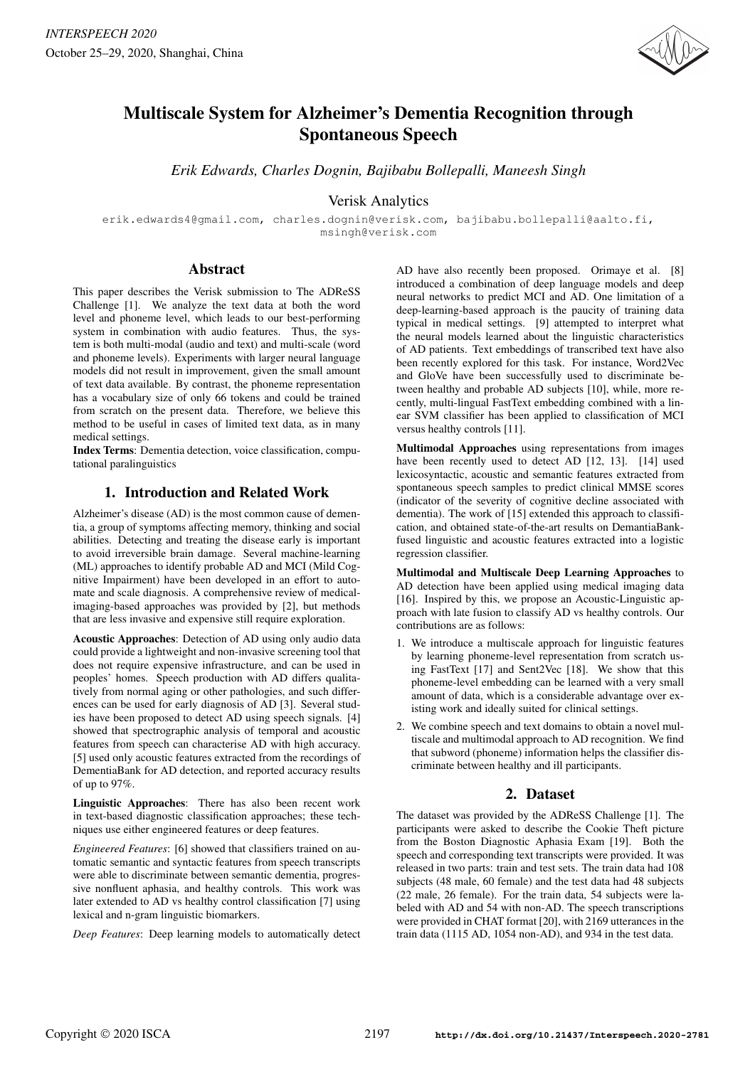# Multiscale System for Alzheimer's Dementia Recognition through Spontaneous Speech

*Erik Edwards, Charles Dognin, Bajibabu Bollepalli, Maneesh Singh*

Verisk Analytics

erik.edwards4@gmail.com, charles.dognin@verisk.com, bajibabu.bollepalli@aalto.fi, msingh@verisk.com

## Abstract

This paper describes the Verisk submission to The ADReSS Challenge [1]. We analyze the text data at both the word level and phoneme level, which leads to our best-performing system in combination with audio features. Thus, the system is both multi-modal (audio and text) and multi-scale (word and phoneme levels). Experiments with larger neural language models did not result in improvement, given the small amount of text data available. By contrast, the phoneme representation has a vocabulary size of only 66 tokens and could be trained from scratch on the present data. Therefore, we believe this method to be useful in cases of limited text data, as in many medical settings.

**Index Terms**: Dementia detection, voice classification, computational paralinguistics

## 1. Introduction and Related Work

Alzheimer's disease (AD) is the most common cause of dementia, a group of symptoms affecting memory, thinking and social abilities. Detecting and treating the disease early is important to avoid irreversible brain damage. Several machine-learning (ML) approaches to identify probable AD and MCI (Mild Cognitive Impairment) have been developed in an effort to automate and scale diagnosis. A comprehensive review of medical-imaging-based approaches was provided by [2], but methods that are less invasive and expensive still require exploration.

**Acoustic Approaches**: Detection of AD using only audio data could provide a lightweight and non-invasive screening tool that does not require expensive infrastructure, and can be used in peoples' homes. Speech production with AD differs qualitatively from normal aging or other pathologies, and such differences can be used for early diagnosis of AD [3]. Several studies have been proposed to detect AD using speech signals. [4] showed that spectrographic analysis of temporal and acoustic features from speech can characterise AD with high accuracy. [5] used only acoustic features extracted from the recordings of DementiaBank for AD detection, and reported accuracy results of up to 97%.

**Linguistic Approaches**: There has also been recent work in text-based diagnostic classification approaches; these techniques use either engineered features or deep features.

*Engineered Features*: [6] showed that classifiers trained on automatic semantic and syntactic features from speech transcripts were able to discriminate between semantic dementia, progressive nonfluent aphasia, and healthy controls. This work was later extended to AD vs healthy control classification [7] using lexical and n-gram linguistic biomarkers.

*Deep Features*: Deep learning models to automatically detect AD have also recently been proposed. Orimaye et al. [8] introduced a combination of deep language models and deep neural networks to predict MCI and AD. One limitation of a deep-learning-based approach is the paucity of training data typical in medical settings. [9] attempted to interpret what the neural models learned about the linguistic characteristics of AD patients. Text embeddings of transcribed text have also been recently explored for this task. For instance, Word2Vec and GloVe have been successfully used to discriminate between healthy and probable AD subjects [10], while, more recently, multi-lingual FastText embedding combined with a linear SVM classifier has been applied to classification of MCI versus healthy controls [11].

**Multimodal Approaches** using representations from images have been recently used to detect AD [12, 13]. [14] used lexicosyntactic, acoustic and semantic features extracted from spontaneous speech samples to predict clinical MMSE scores (indicator of the severity of cognitive decline associated with dementia). The work of [15] extended this approach to classification, and obtained state-of-the-art results on DemantiaBank-fused linguistic and acoustic features extracted into a logistic regression classifier.

**Multimodal and Multiscale Deep Learning Approaches** to AD detection have been applied using medical imaging data [16]. Inspired by this, we propose an Acoustic-Linguistic approach with late fusion to classify AD vs healthy controls. Our contributions are as follows:

1. We introduce a multiscale approach for linguistic features by learning phoneme-level representation from scratch using FastText [17] and Sent2Vec [18]. We show that this phoneme-level embedding can be learned with a very small amount of data, which is a considerable advantage over existing work and ideally suited for clinical settings.
2. We combine speech and text domains to obtain a novel multiscale and multimodal approach to AD recognition. We find that subword (phoneme) information helps the classifier discriminate between healthy and ill participants.

## 2. Dataset

The dataset was provided by the ADReSS Challenge [1]. The participants were asked to describe the Cookie Theft picture from the Boston Diagnostic Aphasia Exam [19]. Both the speech and corresponding text transcripts were provided. It was released in two parts: train and test sets. The train data had 108 subjects (48 male, 60 female) and the test data had 48 subjects (22 male, 26 female). For the train data, 54 subjects were labeled with AD and 54 with non-AD. The speech transcriptions were provided in CHAT format [20], with 2169 utterances in the train data (1115 AD, 1054 non-AD), and 934 in the test data.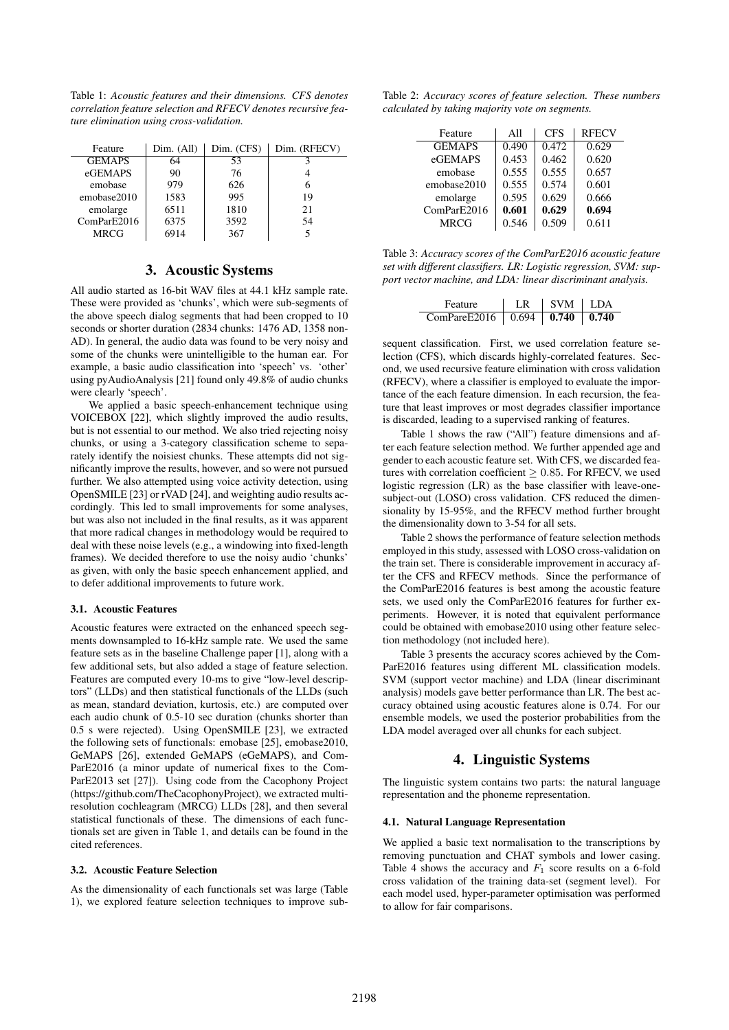Table 1: *Acoustic features and their dimensions. CFS denotes correlation feature selection and RFECV denotes recursive feature elimination using cross-validation.*

| Feature | Dim. (All) | Dim. (CFS) | Dim. (RFECV) |
|---|---|---|---|
| GEMAPS | 64 | 53 | 3 |
| eGEMAPS | 90 | 76 | 4 |
| emobase | 979 | 626 | 6 |
| emobase2010 | 1583 | 995 | 19 |
| emolarge | 6511 | 1810 | 21 |
| ComParE2016 | 6375 | 3592 | 54 |
| MRCG | 6914 | 367 | 5 |

## 3. Acoustic Systems

All audio started as 16-bit WAV files at 44.1 kHz sample rate. These were provided as 'chunks', which were sub-segments of the above speech dialog segments that had been cropped to 10 seconds or shorter duration (2834 chunks: 1476 AD, 1358 non-AD). In general, the audio data was found to be very noisy and some of the chunks were unintelligible to the human ear. For example, a basic audio classification into 'speech' vs. 'other' using pyAudioAnalysis [21] found only 49.8% of audio chunks were clearly 'speech'.

We applied a basic speech-enhancement technique using VOICEBOX [22], which slightly improved the audio results, but is not essential to our method. We also tried rejecting noisy chunks, or using a 3-category classification scheme to separately identify the noisiest chunks. These attempts did not significantly improve the results, however, and so were not pursued further. We also attempted using voice activity detection, using OpenSMILE [23] or rVAD [24], and weighting audio results accordingly. This led to small improvements for some analyses, but was also not included in the final results, as it was apparent that more radical changes in methodology would be required to deal with these noise levels (e.g., a windowing into fixed-length frames). We decided therefore to use the noisy audio 'chunks' as given, with only the basic speech enhancement applied, and to defer additional improvements to future work.

### 3.1. Acoustic Features

Acoustic features were extracted on the enhanced speech segments downsampled to 16-kHz sample rate. We used the same feature sets as in the baseline Challenge paper [1], along with a few additional sets, but also added a stage of feature selection. Features are computed every 10-ms to give "low-level descriptors" (LLDs) and then statistical functionals of the LLDs (such as mean, standard deviation, kurtosis, etc.) are computed over each audio chunk of 0.5-10 sec duration (chunks shorter than 0.5 s were rejected). Using OpenSMILE [23], we extracted the following sets of functionals: emobase [25], emobase2010, GeMAPS [26], extended GeMAPS (eGeMAPS), and ComParE2016 (a minor update of numerical fixes to the ComParE2013 set [27]). Using code from the Cacophony Project (https://github.com/TheCacophonyProject), we extracted multi-resolution cochleagram (MRCG) LLDs [28], and then several statistical functionals of these. The dimensions of each functionals set are given in Table 1, and details can be found in the cited references.

### 3.2. Acoustic Feature Selection

As the dimensionality of each functionals set was large (Table 1), we explored feature selection techniques to improve subsequent classification. First, we used correlation feature selection (CFS), which discards highly-correlated features. Second, we used recursive feature elimination with cross validation (RFECV), where a classifier is employed to evaluate the importance of the each feature dimension. In each recursion, the feature that least improves or most degrades classifier importance is discarded, leading to a supervised ranking of features.

Table 2: *Accuracy scores of feature selection. These numbers calculated by taking majority vote on segments.*

| Feature | All | CFS | RFECV |
|---|---|---|---|
| GEMAPS | 0.490 | 0.472 | 0.629 |
| eGEMAPS | 0.453 | 0.462 | 0.620 |
| emobase | 0.555 | 0.555 | 0.657 |
| emobase2010 | 0.555 | 0.574 | 0.601 |
| emolarge | 0.595 | 0.629 | 0.666 |
| ComParE2016 | **0.601** | **0.629** | **0.694** |
| MRCG | 0.546 | 0.509 | 0.611 |

Table 3: *Accuracy scores of the ComParE2016 acoustic feature set with different classifiers. LR: Logistic regression, SVM: support vector machine, and LDA: linear discriminant analysis.*

| Feature | LR | SVM | LDA |
|---|---|---|---|
| ComPareE2016 | 0.694 | **0.740** | **0.740** |

Table 1 shows the raw ("All") feature dimensions and after each feature selection method. We further appended age and gender to each acoustic feature set. With CFS, we discarded features with correlation coefficient $\geq 0.85$. For RFECV, we used logistic regression (LR) as the base classifier with leave-one-subject-out (LOSO) cross validation. CFS reduced the dimensionality by 15-95%, and the RFECV method further brought the dimensionality down to 3-54 for all sets.

Table 2 shows the performance of feature selection methods employed in this study, assessed with LOSO cross-validation on the train set. There is considerable improvement in accuracy after the CFS and RFECV methods. Since the performance of the ComParE2016 features is best among the acoustic feature sets, we used only the ComParE2016 features for further experiments. However, it is noted that equivalent performance could be obtained with emobase2010 using other feature selection methodology (not included here).

Table 3 presents the accuracy scores achieved by the ComParE2016 features using different ML classification models. SVM (support vector machine) and LDA (linear discriminant analysis) models gave better performance than LR. The best accuracy obtained using acoustic features alone is 0.74. For our ensemble models, we used the posterior probabilities from the LDA model averaged over all chunks for each subject.

## 4. Linguistic Systems

The linguistic system contains two parts: the natural language representation and the phoneme representation.

### 4.1. Natural Language Representation

We applied a basic text normalisation to the transcriptions by removing punctuation and CHAT symbols and lower casing. Table 4 shows the accuracy and $F_1$ score results on a 6-fold cross validation of the training data-set (segment level). For each model used, hyper-parameter optimisation was performed to allow for fair comparisons.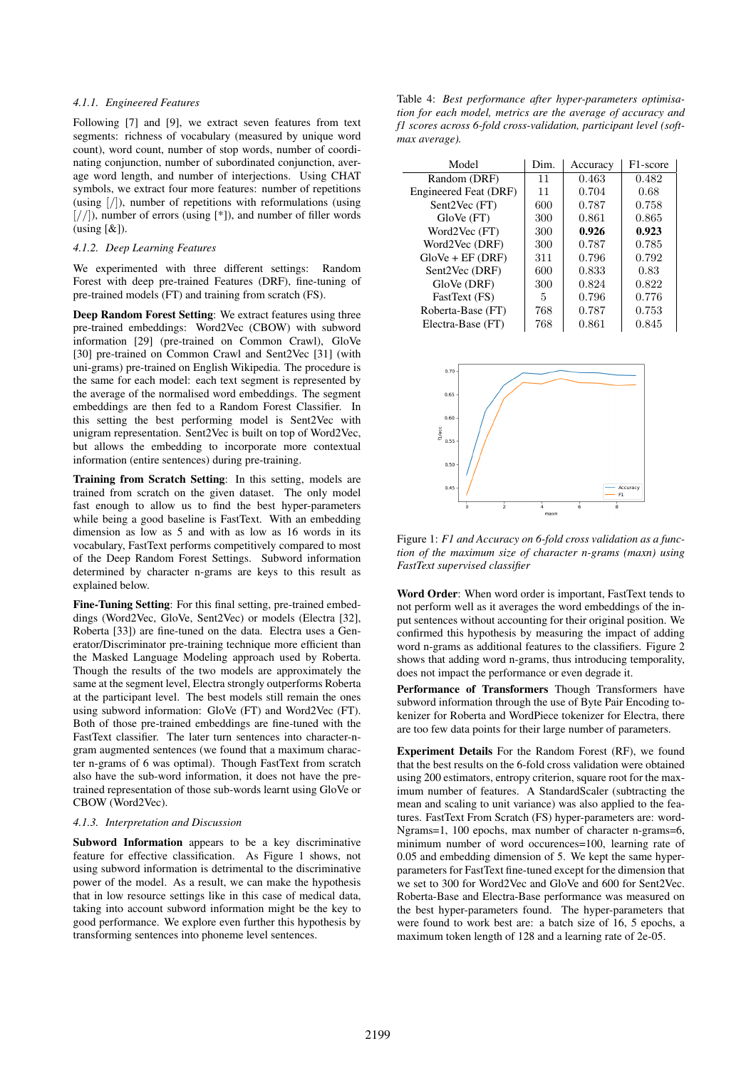#### 4.1.1. Engineered Features

Following [7] and [9], we extract seven features from text segments: richness of vocabulary (measured by unique word count), word count, number of stop words, number of coordinating conjunction, number of subordinated conjunction, average word length, and number of interjections. Using CHAT symbols, we extract four more features: number of repetitions (using [/]), number of repetitions with reformulations (using [//]), number of errors (using [*]), and number of filler words (using [&]).

#### 4.1.2. Deep Learning Features

We experimented with three different settings: Random Forest with deep pre-trained Features (DRF), fine-tuning of pre-trained models (FT) and training from scratch (FS).

**Deep Random Forest Setting**: We extract features using three pre-trained embeddings: Word2Vec (CBOW) with subword information [29] (pre-trained on Common Crawl), GloVe [30] pre-trained on Common Crawl and Sent2Vec [31] (with uni-grams) pre-trained on English Wikipedia. The procedure is the same for each model: each text segment is represented by the average of the normalised word embeddings. The segment embeddings are then fed to a Random Forest Classifier. In this setting the best performing model is Sent2Vec with unigram representation. Sent2Vec is built on top of Word2Vec, but allows the embedding to incorporate more contextual information (entire sentences) during pre-training.

**Training from Scratch Setting**: In this setting, models are trained from scratch on the given dataset. The only model fast enough to allow us to find the best hyper-parameters while being a good baseline is FastText. With an embedding dimension as low as 5 and with as low as 16 words in its vocabulary, FastText performs competitively compared to most of the Deep Random Forest Settings. Subword information determined by character n-grams are keys to this result as explained below.

**Fine-Tuning Setting**: For this final setting, pre-trained embeddings (Word2Vec, GloVe, Sent2Vec) or models (Electra [32], Roberta [33]) are fine-tuned on the data. Electra uses a Generator/Discriminator pre-training technique more efficient than the Masked Language Modeling approach used by Roberta. Though the results of the two models are approximately the same at the segment level, Electra strongly outperforms Roberta at the participant level. The best models still remain the ones using subword information: GloVe (FT) and Word2Vec (FT). Both of those pre-trained embeddings are fine-tuned with the FastText classifier. The later turn sentences into character-n-gram augmented sentences (we found that a maximum character n-grams of 6 was optimal). Though FastText from scratch also have the sub-word information, it does not have the pre-trained representation of those sub-words learnt using GloVe or CBOW (Word2Vec).

#### 4.1.3. Interpretation and Discussion

**Subword Information** appears to be a key discriminative feature for effective classification. As Figure 1 shows, not using subword information is detrimental to the discriminative power of the model. As a result, we can make the hypothesis that in low resource settings like in this case of medical data, taking into account subword information might be the key to good performance. We explore even further this hypothesis by transforming sentences into phoneme level sentences.

Table 4: *Best performance after hyper-parameters optimisation for each model, metrics are the average of accuracy and f1 scores across 6-fold cross-validation, participant level (softmax average).*

| Model | Dim. | Accuracy | F1-score |
|---|---|---|---|
| Random (DRF) | 11 | 0.463 | 0.482 |
| Engineered Feat (DRF) | 11 | 0.704 | 0.68 |
| Sent2Vec (FT) | 600 | 0.787 | 0.758 |
| GloVe (FT) | 300 | 0.861 | 0.865 |
| Word2Vec (FT) | 300 | **0.926** | **0.923** |
| Word2Vec (DRF) | 300 | 0.787 | 0.785 |
| GloVe + EF (DRF) | 311 | 0.796 | 0.792 |
| Sent2Vec (DRF) | 600 | 0.833 | 0.83 |
| GloVe (DRF) | 300 | 0.824 | 0.822 |
| FastText (FS) | 5 | 0.796 | 0.776 |
| Roberta-Base (FT) | 768 | 0.787 | 0.753 |
| Electra-Base (FT) | 768 | 0.861 | 0.845 |

Figure 1: *F1 and Accuracy on 6-fold cross validation as a function of the maximum size of character n-grams (maxn) using FastText supervised classifier*

**Word Order**: When word order is important, FastText tends to not perform well as it averages the word embeddings of the input sentences without accounting for their original position. We confirmed this hypothesis by measuring the impact of adding word n-grams as additional features to the classifiers. Figure 2 shows that adding word n-grams, thus introducing temporality, does not impact the performance or even degrade it.

**Performance of Transformers** Though Transformers have subword information through the use of Byte Pair Encoding tokenizer for Roberta and WordPiece tokenizer for Electra, there are too few data points for their large number of parameters.

**Experiment Details** For the Random Forest (RF), we found that the best results on the 6-fold cross validation were obtained using 200 estimators, entropy criterion, square root for the maximum number of features. A StandardScaler (subtracting the mean and scaling to unit variance) was also applied to the features. FastText From Scratch (FS) hyper-parameters are: wordNgrams=1, 100 epochs, max number of character n-grams=6, minimum number of word occurences=100, learning rate of 0.05 and embedding dimension of 5. We kept the same hyper-parameters for FastText fine-tuned except for the dimension that we set to 300 for Word2Vec and GloVe and 600 for Sent2Vec. Roberta-Base and Electra-Base performance was measured on the best hyper-parameters found. The hyper-parameters that were found to work best are: a batch size of 16, 5 epochs, a maximum token length of 128 and a learning rate of 2e-05.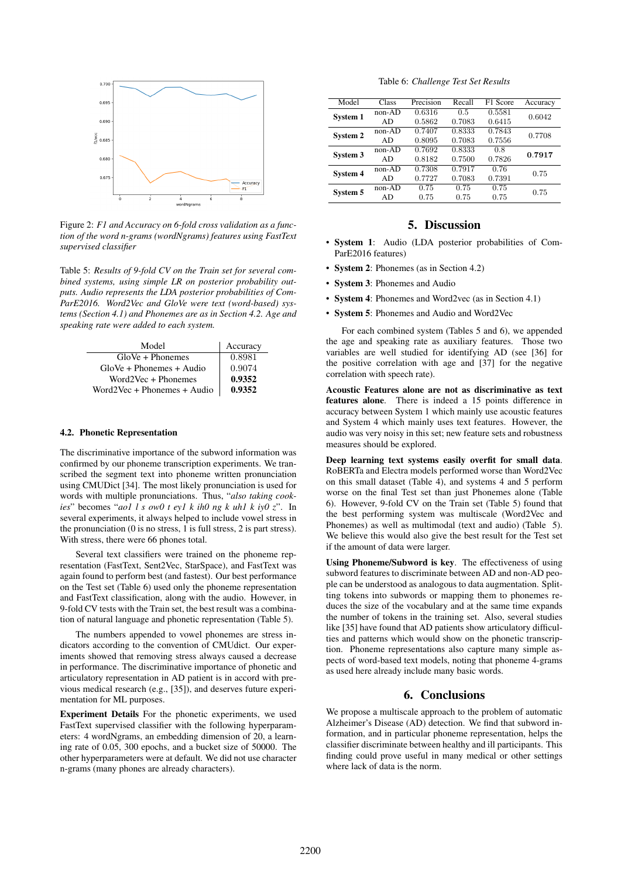Figure 2: *F1 and Accuracy on 6-fold cross validation as a function of the word n-grams (wordNgrams) features using FastText supervised classifier*

Table 5: *Results of 9-fold CV on the Train set for several combined systems, using simple LR on posterior probability outputs. Audio represents the LDA posterior probabilities of ComParE2016. Word2Vec and GloVe were text (word-based) systems (Section 4.1) and Phonemes are as in Section 4.2. Age and speaking rate were added to each system.*

| Model | Accuracy |
|---|---|
| GloVe + Phonemes | 0.8981 |
| GloVe + Phonemes + Audio | 0.9074 |
| Word2Vec + Phonemes | **0.9352** |
| Word2Vec + Phonemes + Audio | **0.9352** |

### 4.2. Phonetic Representation

The discriminative importance of the subword information was confirmed by our phoneme transcription experiments. We transcribed the segment text into phoneme written pronunciation using CMUDict [34]. The most likely pronunciation is used for words with multiple pronunciations. Thus, "*also taking cookies*" becomes "*ao1 l s ow0 t ey1 k ih0 ng k uh1 k iy0 z*". In several experiments, it always helped to include vowel stress in the pronunciation (0 is no stress, 1 is full stress, 2 is part stress). With stress, there were 66 phones total.

Several text classifiers were trained on the phoneme representation (FastText, Sent2Vec, StarSpace), and FastText was again found to perform best (and fastest). Our best performance on the Test set (Table 6) used only the phoneme representation and FastText classification, along with the audio. However, in 9-fold CV tests with the Train set, the best result was a combination of natural language and phonetic representation (Table 5).

The numbers appended to vowel phonemes are stress indicators according to the convention of CMUdict. Our experiments showed that removing stress always caused a decrease in performance. The discriminative importance of phonetic and articulatory representation in AD patient is in accord with previous medical research (e.g., [35]), and deserves future experimentation for ML purposes.

**Experiment Details** For the phonetic experiments, we used FastText supervised classifier with the following hyperparameters: 4 wordNgrams, an embedding dimension of 20, a learning rate of 0.05, 300 epochs, and a bucket size of 50000. The other hyperparameters were at default. We did not use character n-grams (many phones are already characters).

Table 6: *Challenge Test Set Results*

| Model | Class | Precision | Recall | F1 Score | Accuracy |
|---|---|---|---|---|---|
| **System 1** | non-AD | 0.6316 | 0.5 | 0.5581 | 0.6042 |
| | AD | 0.5862 | 0.7083 | 0.6415 | |
| **System 2** | non-AD | 0.7407 | 0.8333 | 0.7843 | 0.7708 |
| | AD | 0.8095 | 0.7083 | 0.7556 | |
| **System 3** | non-AD | 0.7692 | 0.8333 | 0.8 | **0.7917** |
| | AD | 0.8182 | 0.7500 | 0.7826 | |
| **System 4** | non-AD | 0.7308 | 0.7917 | 0.76 | 0.75 |
| | AD | 0.7727 | 0.7083 | 0.7391 | |
| **System 5** | non-AD | 0.75 | 0.75 | 0.75 | 0.75 |
| | AD | 0.75 | 0.75 | 0.75 | |

## 5. Discussion

- **System 1**: Audio (LDA posterior probabilities of ComParE2016 features)
- **System 2**: Phonemes (as in Section 4.2)
- **System 3**: Phonemes and Audio
- **System 4**: Phonemes and Word2vec (as in Section 4.1)
- **System 5**: Phonemes and Audio and Word2Vec

For each combined system (Tables 5 and 6), we appended the age and speaking rate as auxiliary features. Those two variables are well studied for identifying AD (see [36] for the positive correlation with age and [37] for the negative correlation with speech rate).

**Acoustic Features alone are not as discriminative as text features alone**. There is indeed a 15 points difference in accuracy between System 1 which mainly use acoustic features and System 4 which mainly uses text features. However, the audio was very noisy in this set; new feature sets and robustness measures should be explored.

**Deep learning text systems easily overfit for small data**. RoBERTa and Electra models performed worse than Word2Vec on this small dataset (Table 4), and systems 4 and 5 perform worse on the final Test set than just Phonemes alone (Table 6). However, 9-fold CV on the Train set (Table 5) found that the best performing system was multiscale (Word2Vec and Phonemes) as well as multimodal (text and audio) (Table 5). We believe this would also give the best result for the Test set if the amount of data were larger.

**Using Phoneme/Subword is key**. The effectiveness of using subword features to discriminate between AD and non-AD people can be understood as analogous to data augmentation. Splitting tokens into subwords or mapping them to phonemes reduces the size of the vocabulary and at the same time expands the number of tokens in the training set. Also, several studies like [35] have found that AD patients show articulatory difficulties and patterns which would show on the phonetic transcription. Phoneme representations also capture many simple aspects of text-based text models, noting that phoneme 4-grams as used here already include many basic words.

## 6. Conclusions

We propose a multiscale approach to the problem of automatic Alzheimer's Disease (AD) detection. We find that subword information, and in particular phoneme representation, helps the classifier discriminate between healthy and ill participants. This finding could prove useful in many medical or other settings where lack of data is the norm.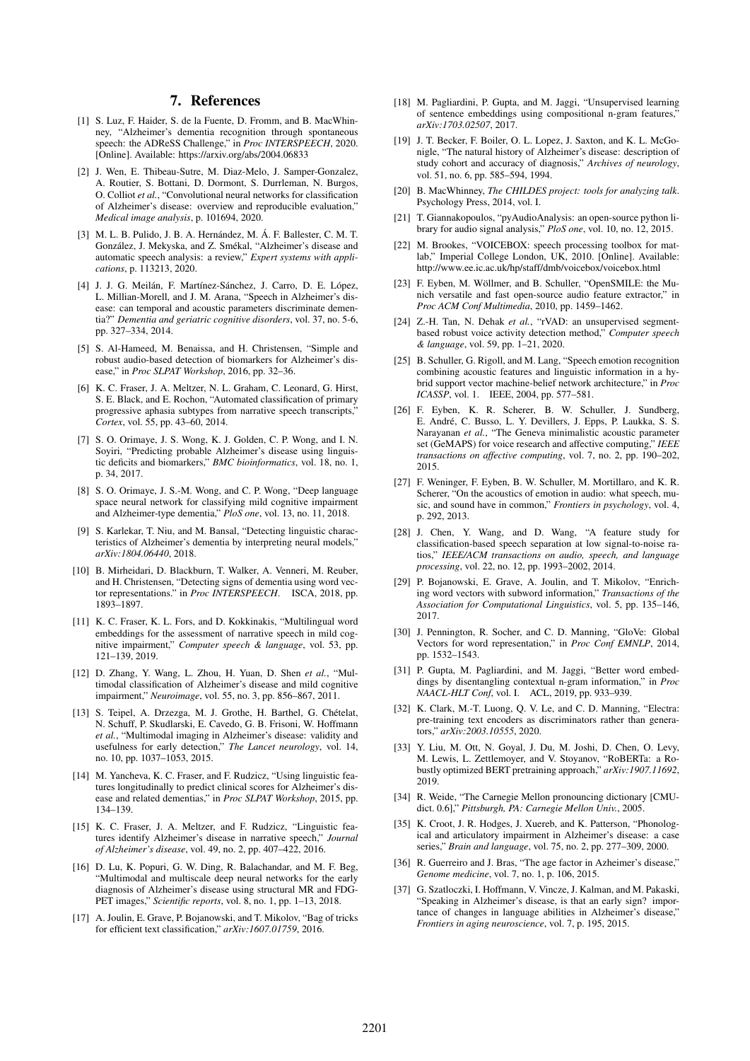## 7. References

[1] S. Luz, F. Haider, S. de la Fuente, D. Fromm, and B. MacWhinney, "Alzheimer's dementia recognition through spontaneous speech: the ADReSS Challenge," in *Proc INTERSPEECH*, 2020. [Online]. Available: https://arxiv.org/abs/2004.06833

[2] J. Wen, E. Thibeau-Sutre, M. Diaz-Melo, J. Samper-Gonzalez, A. Routier, S. Bottani, D. Dormont, S. Durrleman, N. Burgos, O. Colliot *et al.*, "Convolutional neural networks for classification of Alzheimer's disease: overview and reproducible evaluation," *Medical image analysis*, p. 101694, 2020.

[3] M. L. B. Pulido, J. B. A. Hernández, M. Á. F. Ballester, C. M. T. González, J. Mekyska, and Z. Smékal, "Alzheimer's disease and automatic speech analysis: a review," *Expert systems with applications*, p. 113213, 2020.

[4] J. J. G. Meilán, F. Martínez-Sánchez, J. Carro, D. E. López, L. Millian-Morell, and J. M. Arana, "Speech in Alzheimer's disease: can temporal and acoustic parameters discriminate dementia?" *Dementia and geriatric cognitive disorders*, vol. 37, no. 5-6, pp. 327–334, 2014.

[5] S. Al-Hameed, M. Benaissa, and H. Christensen, "Simple and robust audio-based detection of biomarkers for Alzheimer's disease," in *Proc SLPAT Workshop*, 2016, pp. 32–36.

[6] K. C. Fraser, J. A. Meltzer, N. L. Graham, C. Leonard, G. Hirst, S. E. Black, and E. Rochon, "Automated classification of primary progressive aphasia subtypes from narrative speech transcripts," *Cortex*, vol. 55, pp. 43–60, 2014.

[7] S. O. Orimaye, J. S. Wong, K. J. Golden, C. P. Wong, and I. N. Soyiri, "Predicting probable Alzheimer's disease using linguistic deficits and biomarkers," *BMC bioinformatics*, vol. 18, no. 1, p. 34, 2017.

[8] S. O. Orimaye, J. S.-M. Wong, and C. P. Wong, "Deep language space neural network for classifying mild cognitive impairment and Alzheimer-type dementia," *PloS one*, vol. 13, no. 11, 2018.

[9] S. Karlekar, T. Niu, and M. Bansal, "Detecting linguistic characteristics of Alzheimer's dementia by interpreting neural models," *arXiv:1804.06440*, 2018.

[10] B. Mirheidari, D. Blackburn, T. Walker, A. Venneri, M. Reuber, and H. Christensen, "Detecting signs of dementia using word vector representations." in *Proc INTERSPEECH*. ISCA, 2018, pp. 1893–1897.

[11] K. C. Fraser, K. L. Fors, and D. Kokkinakis, "Multilingual word embeddings for the assessment of narrative speech in mild cognitive impairment," *Computer speech & language*, vol. 53, pp. 121–139, 2019.

[12] D. Zhang, Y. Wang, L. Zhou, H. Yuan, D. Shen *et al.*, "Multimodal classification of Alzheimer's disease and mild cognitive impairment," *Neuroimage*, vol. 55, no. 3, pp. 856–867, 2011.

[13] S. Teipel, A. Drzezga, M. J. Grothe, H. Barthel, G. Chételat, N. Schuff, P. Skudlarski, E. Cavedo, G. B. Frisoni, W. Hoffmann *et al.*, "Multimodal imaging in Alzheimer's disease: validity and usefulness for early detection," *The Lancet neurology*, vol. 14, no. 10, pp. 1037–1053, 2015.

[14] M. Yancheva, K. C. Fraser, and F. Rudzicz, "Using linguistic features longitudinally to predict clinical scores for Alzheimer's disease and related dementias," in *Proc SLPAT Workshop*, 2015, pp. 134–139.

[15] K. C. Fraser, J. A. Meltzer, and F. Rudzicz, "Linguistic features identify Alzheimer's disease in narrative speech," *Journal of Alzheimer's disease*, vol. 49, no. 2, pp. 407–422, 2016.

[16] D. Lu, K. Popuri, G. W. Ding, R. Balachandar, and M. F. Beg, "Multimodal and multiscale deep neural networks for the early diagnosis of Alzheimer's disease using structural MR and FDG-PET images," *Scientific reports*, vol. 8, no. 1, pp. 1–13, 2018.

[17] A. Joulin, E. Grave, P. Bojanowski, and T. Mikolov, "Bag of tricks for efficient text classification," *arXiv:1607.01759*, 2016.

[18] M. Pagliardini, P. Gupta, and M. Jaggi, "Unsupervised learning of sentence embeddings using compositional n-gram features," *arXiv:1703.02507*, 2017.

[19] J. T. Becker, F. Boiler, O. L. Lopez, J. Saxton, and K. L. McGonigle, "The natural history of Alzheimer's disease: description of study cohort and accuracy of diagnosis," *Archives of neurology*, vol. 51, no. 6, pp. 585–594, 1994.

[20] B. MacWhinney, *The CHILDES project: tools for analyzing talk*. Psychology Press, 2014, vol. I.

[21] T. Giannakopoulos, "pyAudioAnalysis: an open-source python library for audio signal analysis," *PloS one*, vol. 10, no. 12, 2015.

[22] M. Brookes, "VOICEBOX: speech processing toolbox for matlab," Imperial College London, UK, 2010. [Online]. Available: http://www.ee.ic.ac.uk/hp/staff/dmb/voicebox/voicebox.html

[23] F. Eyben, M. Wöllmer, and B. Schuller, "OpenSMILE: the Munich versatile and fast open-source audio feature extractor," in *Proc ACM Conf Multimedia*, 2010, pp. 1459–1462.

[24] Z.-H. Tan, N. Dehak *et al.*, "rVAD: an unsupervised segment-based robust voice activity detection method," *Computer speech & language*, vol. 59, pp. 1–21, 2020.

[25] B. Schuller, G. Rigoll, and M. Lang, "Speech emotion recognition combining acoustic features and linguistic information in a hybrid support vector machine-belief network architecture," in *Proc ICASSP*, vol. 1. IEEE, 2004, pp. 577–581.

[26] F. Eyben, K. R. Scherer, B. W. Schuller, J. Sundberg, E. André, C. Busso, L. Y. Devillers, J. Epps, P. Laukka, S. S. Narayanan *et al.*, "The Geneva minimalistic acoustic parameter set (GeMAPS) for voice research and affective computing," *IEEE transactions on affective computing*, vol. 7, no. 2, pp. 190–202, 2015.

[27] F. Weninger, F. Eyben, B. W. Schuller, M. Mortillaro, and K. R. Scherer, "On the acoustics of emotion in audio: what speech, music, and sound have in common," *Frontiers in psychology*, vol. 4, p. 292, 2013.

[28] J. Chen, Y. Wang, and D. Wang, "A feature study for classification-based speech separation at low signal-to-noise ratios," *IEEE/ACM transactions on audio, speech, and language processing*, vol. 22, no. 12, pp. 1993–2002, 2014.

[29] P. Bojanowski, E. Grave, A. Joulin, and T. Mikolov, "Enriching word vectors with subword information," *Transactions of the Association for Computational Linguistics*, vol. 5, pp. 135–146, 2017.

[30] J. Pennington, R. Socher, and C. D. Manning, "GloVe: Global Vectors for word representation," in *Proc Conf EMNLP*, 2014, pp. 1532–1543.

[31] P. Gupta, M. Pagliardini, and M. Jaggi, "Better word embeddings by disentangling contextual n-gram information," in *Proc NAACL-HLT Conf*, vol. I. ACL, 2019, pp. 933–939.

[32] K. Clark, M.-T. Luong, Q. V. Le, and C. D. Manning, "Electra: pre-training text encoders as discriminators rather than generators," *arXiv:2003.10555*, 2020.

[33] Y. Liu, M. Ott, N. Goyal, J. Du, M. Joshi, D. Chen, O. Levy, M. Lewis, L. Zettlemoyer, and V. Stoyanov, "RoBERTa: a Robustly optimized BERT pretraining approach," *arXiv:1907.11692*, 2019.

[34] R. Weide, "The Carnegie Mellon pronouncing dictionary [CMU-dict. 0.6]," *Pittsburgh, PA: Carnegie Mellon Univ.*, 2005.

[35] K. Croot, J. R. Hodges, J. Xuereb, and K. Patterson, "Phonological and articulatory impairment in Alzheimer's disease: a case series," *Brain and language*, vol. 75, no. 2, pp. 277–309, 2000.

[36] R. Guerreiro and J. Bras, "The age factor in Azheimer's disease," *Genome medicine*, vol. 7, no. 1, p. 106, 2015.

[37] G. Szatloczki, I. Hoffmann, V. Vincze, J. Kalman, and M. Pakaski, "Speaking in Alzheimer's disease, is that an early sign? importance of changes in language abilities in Alzheimer's disease," *Frontiers in aging neuroscience*, vol. 7, p. 195, 2015.